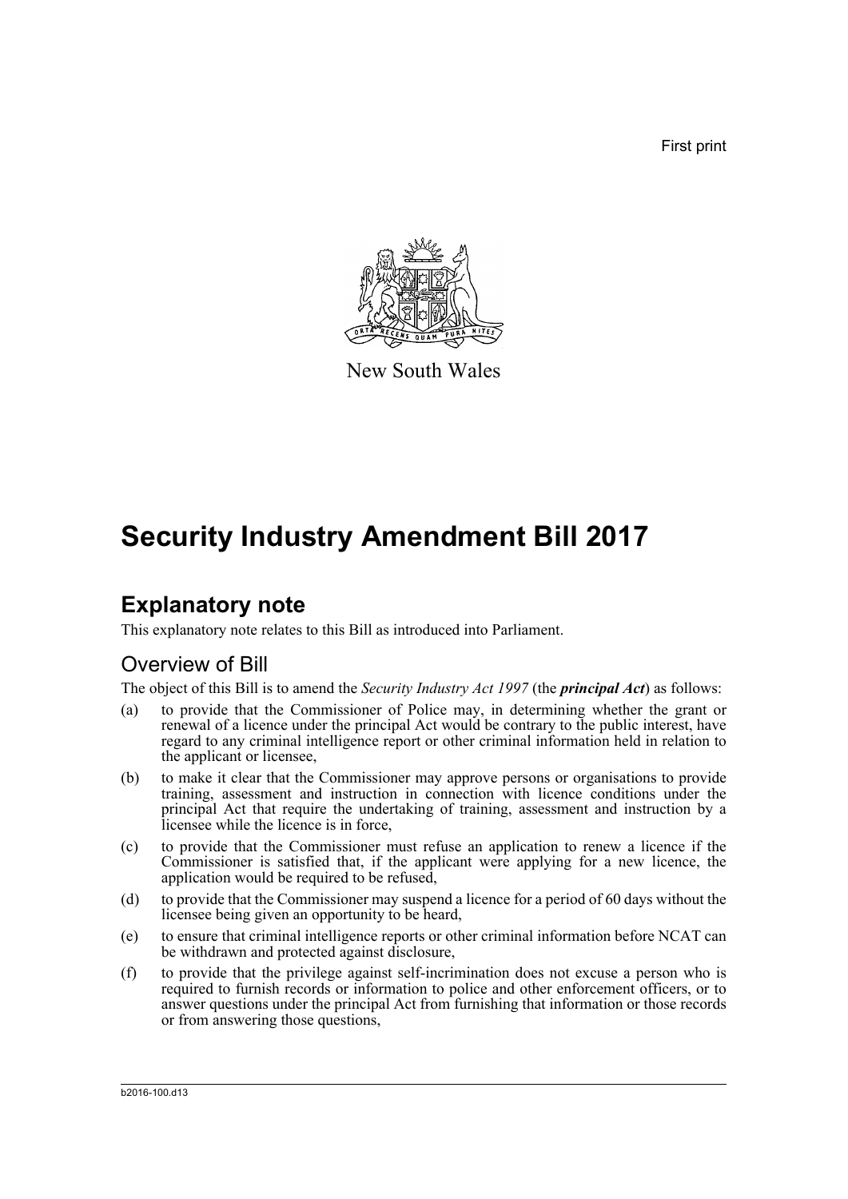First print

New South Wales

# Security Industry Amendment Bill 2017

## Explanatory note

This explanatory note relates to this Bill as introduced into Parliament.

### Overview of Bill

The object of this Bill is to amend the *Security Industry Act 1997* (the ***principal Act***) as follows:

(a) to provide that the Commissioner of Police may, in determining whether the grant or renewal of a licence under the principal Act would be contrary to the public interest, have regard to any criminal intelligence report or other criminal information held in relation to the applicant or licensee,

(b) to make it clear that the Commissioner may approve persons or organisations to provide training, assessment and instruction in connection with licence conditions under the principal Act that require the undertaking of training, assessment and instruction by a licensee while the licence is in force,

(c) to provide that the Commissioner must refuse an application to renew a licence if the Commissioner is satisfied that, if the applicant were applying for a new licence, the application would be required to be refused,

(d) to provide that the Commissioner may suspend a licence for a period of 60 days without the licensee being given an opportunity to be heard,

(e) to ensure that criminal intelligence reports or other criminal information before NCAT can be withdrawn and protected against disclosure,

(f) to provide that the privilege against self-incrimination does not excuse a person who is required to furnish records or information to police and other enforcement officers, or to answer questions under the principal Act from furnishing that information or those records or from answering those questions,

b2016-100.d13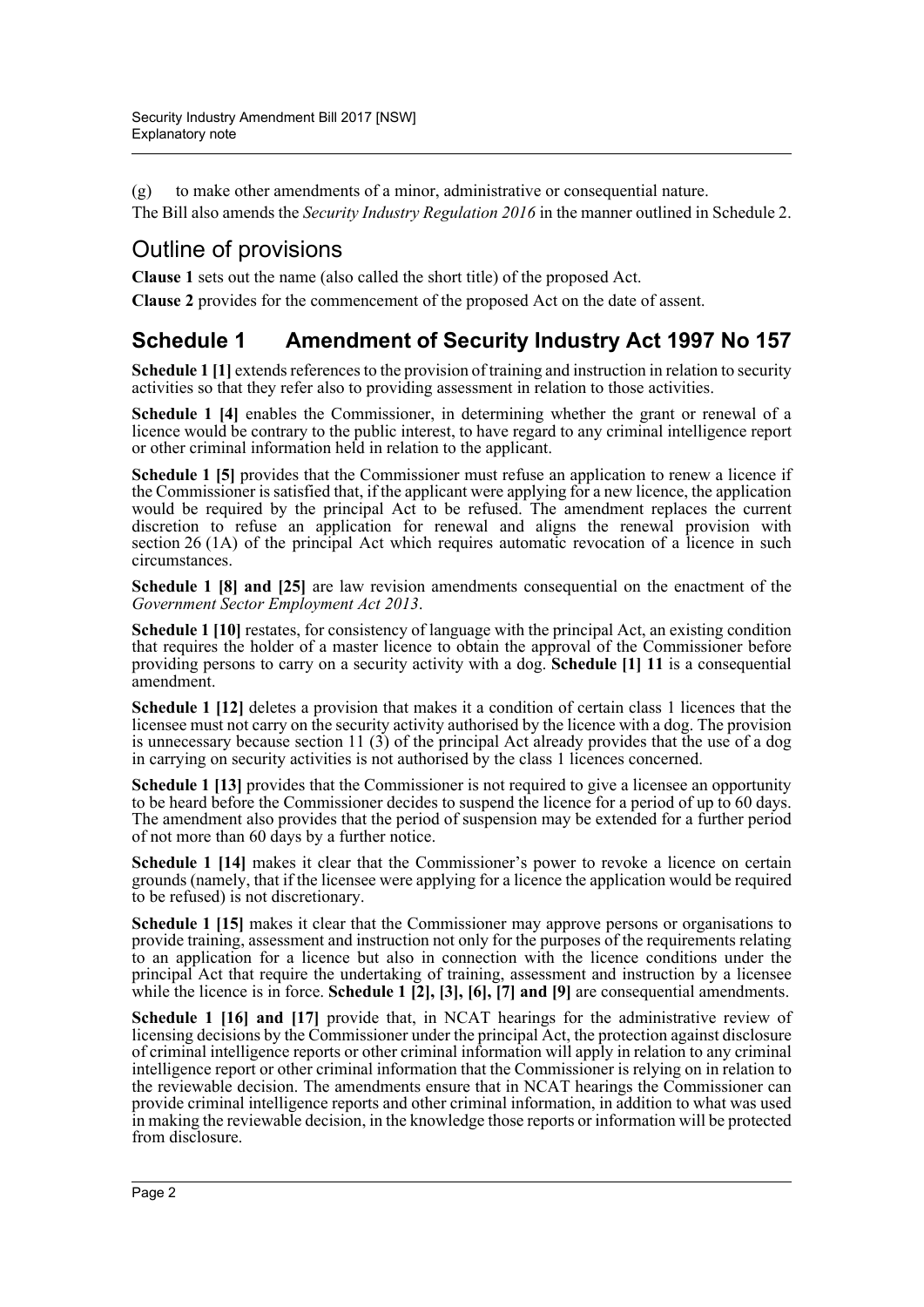(g) to make other amendments of a minor, administrative or consequential nature.

The Bill also amends the *Security Industry Regulation 2016* in the manner outlined in Schedule 2.

## Outline of provisions

**Clause 1** sets out the name (also called the short title) of the proposed Act.

**Clause 2** provides for the commencement of the proposed Act on the date of assent.

## Schedule 1 Amendment of Security Industry Act 1997 No 157

**Schedule 1 [1]** extends references to the provision of training and instruction in relation to security activities so that they refer also to providing assessment in relation to those activities.

**Schedule 1 [4]** enables the Commissioner, in determining whether the grant or renewal of a licence would be contrary to the public interest, to have regard to any criminal intelligence report or other criminal information held in relation to the applicant.

**Schedule 1 [5]** provides that the Commissioner must refuse an application to renew a licence if the Commissioner is satisfied that, if the applicant were applying for a new licence, the application would be required by the principal Act to be refused. The amendment replaces the current discretion to refuse an application for renewal and aligns the renewal provision with section 26 (1A) of the principal Act which requires automatic revocation of a licence in such circumstances.

**Schedule 1 [8] and [25]** are law revision amendments consequential on the enactment of the *Government Sector Employment Act 2013*.

**Schedule 1 [10]** restates, for consistency of language with the principal Act, an existing condition that requires the holder of a master licence to obtain the approval of the Commissioner before providing persons to carry on a security activity with a dog. **Schedule [1] 11** is a consequential amendment.

**Schedule 1 [12]** deletes a provision that makes it a condition of certain class 1 licences that the licensee must not carry on the security activity authorised by the licence with a dog. The provision is unnecessary because section 11 (3) of the principal Act already provides that the use of a dog in carrying on security activities is not authorised by the class 1 licences concerned.

**Schedule 1 [13]** provides that the Commissioner is not required to give a licensee an opportunity to be heard before the Commissioner decides to suspend the licence for a period of up to 60 days. The amendment also provides that the period of suspension may be extended for a further period of not more than 60 days by a further notice.

**Schedule 1 [14]** makes it clear that the Commissioner's power to revoke a licence on certain grounds (namely, that if the licensee were applying for a licence the application would be required to be refused) is not discretionary.

**Schedule 1 [15]** makes it clear that the Commissioner may approve persons or organisations to provide training, assessment and instruction not only for the purposes of the requirements relating to an application for a licence but also in connection with the licence conditions under the principal Act that require the undertaking of training, assessment and instruction by a licensee while the licence is in force. **Schedule 1 [2], [3], [6], [7] and [9]** are consequential amendments.

**Schedule 1 [16] and [17]** provide that, in NCAT hearings for the administrative review of licensing decisions by the Commissioner under the principal Act, the protection against disclosure of criminal intelligence reports or other criminal information will apply in relation to any criminal intelligence report or other criminal information that the Commissioner is relying on in relation to the reviewable decision. The amendments ensure that in NCAT hearings the Commissioner can provide criminal intelligence reports and other criminal information, in addition to what was used in making the reviewable decision, in the knowledge those reports or information will be protected from disclosure.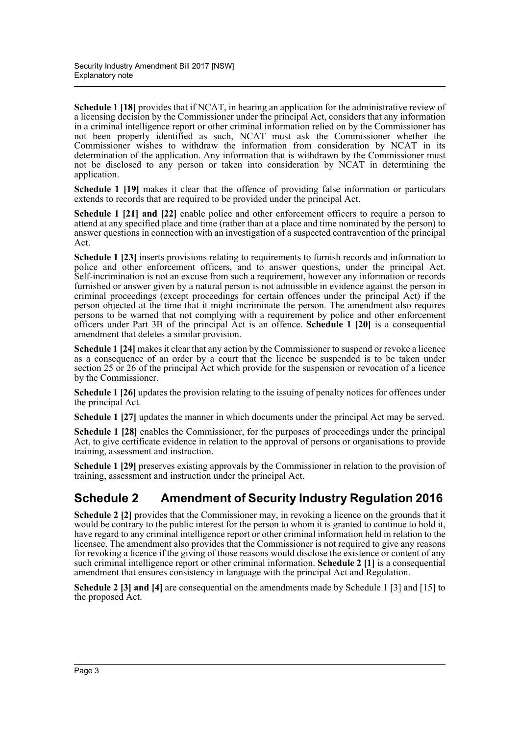**Schedule 1 [18]** provides that if NCAT, in hearing an application for the administrative review of a licensing decision by the Commissioner under the principal Act, considers that any information in a criminal intelligence report or other criminal information relied on by the Commissioner has not been properly identified as such, NCAT must ask the Commissioner whether the Commissioner wishes to withdraw the information from consideration by NCAT in its determination of the application. Any information that is withdrawn by the Commissioner must not be disclosed to any person or taken into consideration by NCAT in determining the application.

**Schedule 1 [19]** makes it clear that the offence of providing false information or particulars extends to records that are required to be provided under the principal Act.

**Schedule 1 [21] and [22]** enable police and other enforcement officers to require a person to attend at any specified place and time (rather than at a place and time nominated by the person) to answer questions in connection with an investigation of a suspected contravention of the principal Act.

**Schedule 1 [23]** inserts provisions relating to requirements to furnish records and information to police and other enforcement officers, and to answer questions, under the principal Act. Self-incrimination is not an excuse from such a requirement, however any information or records furnished or answer given by a natural person is not admissible in evidence against the person in criminal proceedings (except proceedings for certain offences under the principal Act) if the person objected at the time that it might incriminate the person. The amendment also requires persons to be warned that not complying with a requirement by police and other enforcement officers under Part 3B of the principal Act is an offence. **Schedule 1 [20]** is a consequential amendment that deletes a similar provision.

**Schedule 1 [24]** makes it clear that any action by the Commissioner to suspend or revoke a licence as a consequence of an order by a court that the licence be suspended is to be taken under section 25 or 26 of the principal Act which provide for the suspension or revocation of a licence by the Commissioner.

**Schedule 1 [26]** updates the provision relating to the issuing of penalty notices for offences under the principal Act.

**Schedule 1 [27]** updates the manner in which documents under the principal Act may be served.

**Schedule 1 [28]** enables the Commissioner, for the purposes of proceedings under the principal Act, to give certificate evidence in relation to the approval of persons or organisations to provide training, assessment and instruction.

**Schedule 1 [29]** preserves existing approvals by the Commissioner in relation to the provision of training, assessment and instruction under the principal Act.

## Schedule 2 Amendment of Security Industry Regulation 2016

**Schedule 2 [2]** provides that the Commissioner may, in revoking a licence on the grounds that it would be contrary to the public interest for the person to whom it is granted to continue to hold it, have regard to any criminal intelligence report or other criminal information held in relation to the licensee. The amendment also provides that the Commissioner is not required to give any reasons for revoking a licence if the giving of those reasons would disclose the existence or content of any such criminal intelligence report or other criminal information. **Schedule 2 [1]** is a consequential amendment that ensures consistency in language with the principal Act and Regulation.

**Schedule 2 [3] and [4]** are consequential on the amendments made by Schedule 1 [3] and [15] to the proposed Act.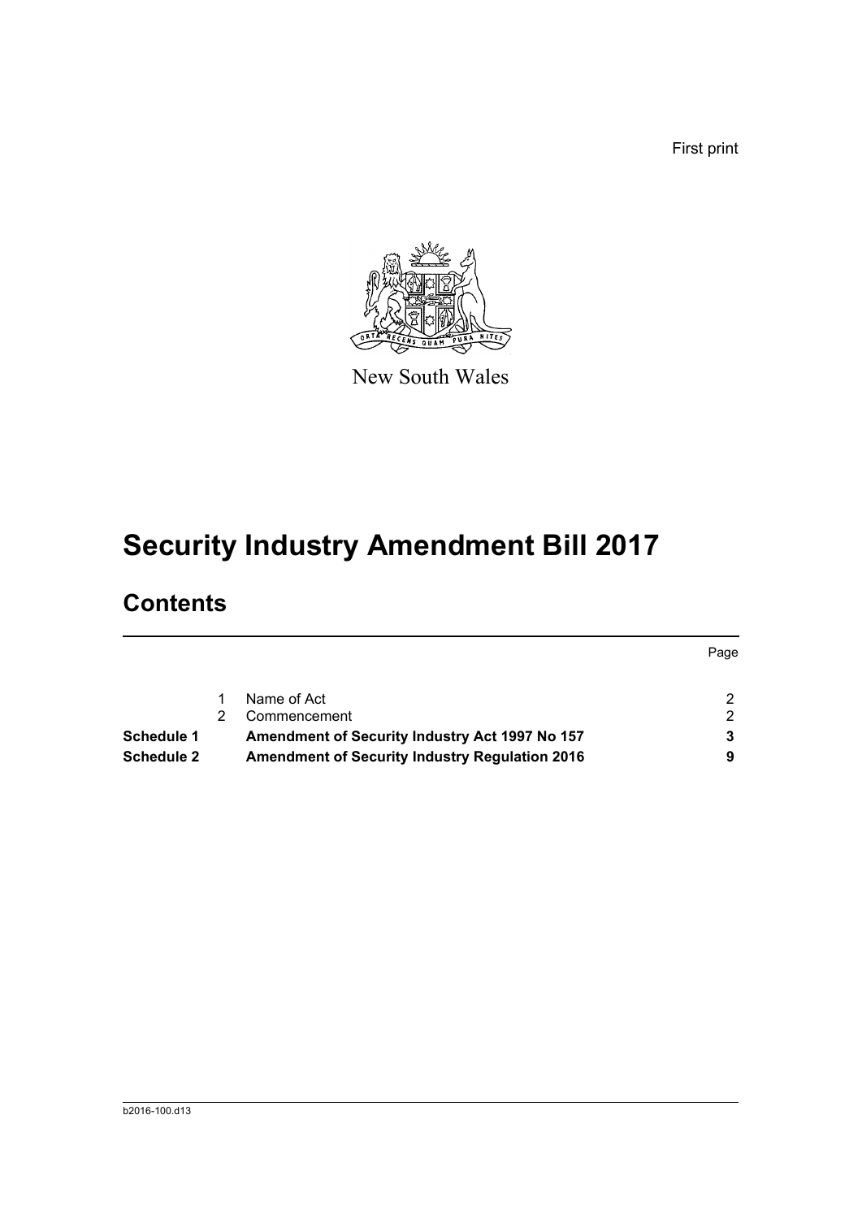First print

New South Wales

# Security Industry Amendment Bill 2017

## Contents

| | | | Page |
|---|---|---|---|
| | 1 | Name of Act | 2 |
| | 2 | Commencement | 2 |
| **Schedule 1** | | **Amendment of Security Industry Act 1997 No 157** | **3** |
| **Schedule 2** | | **Amendment of Security Industry Regulation 2016** | **9** |

b2016-100.d13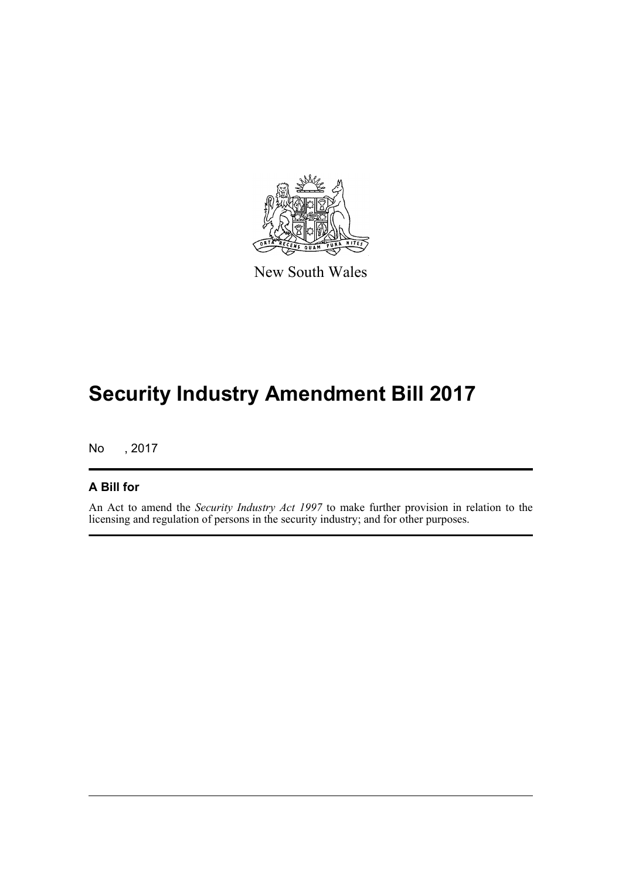New South Wales

# Security Industry Amendment Bill 2017

No , 2017

## A Bill for

An Act to amend the *Security Industry Act 1997* to make further provision in relation to the licensing and regulation of persons in the security industry; and for other purposes.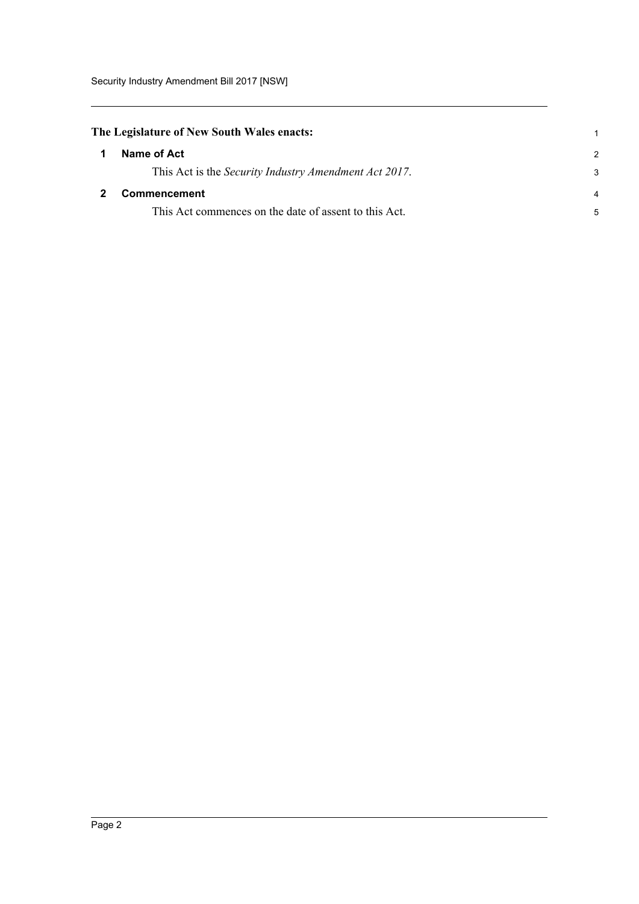**The Legislature of New South Wales enacts:**

## 1 Name of Act

This Act is the *Security Industry Amendment Act 2017*.

## 2 Commencement

This Act commences on the date of assent to this Act.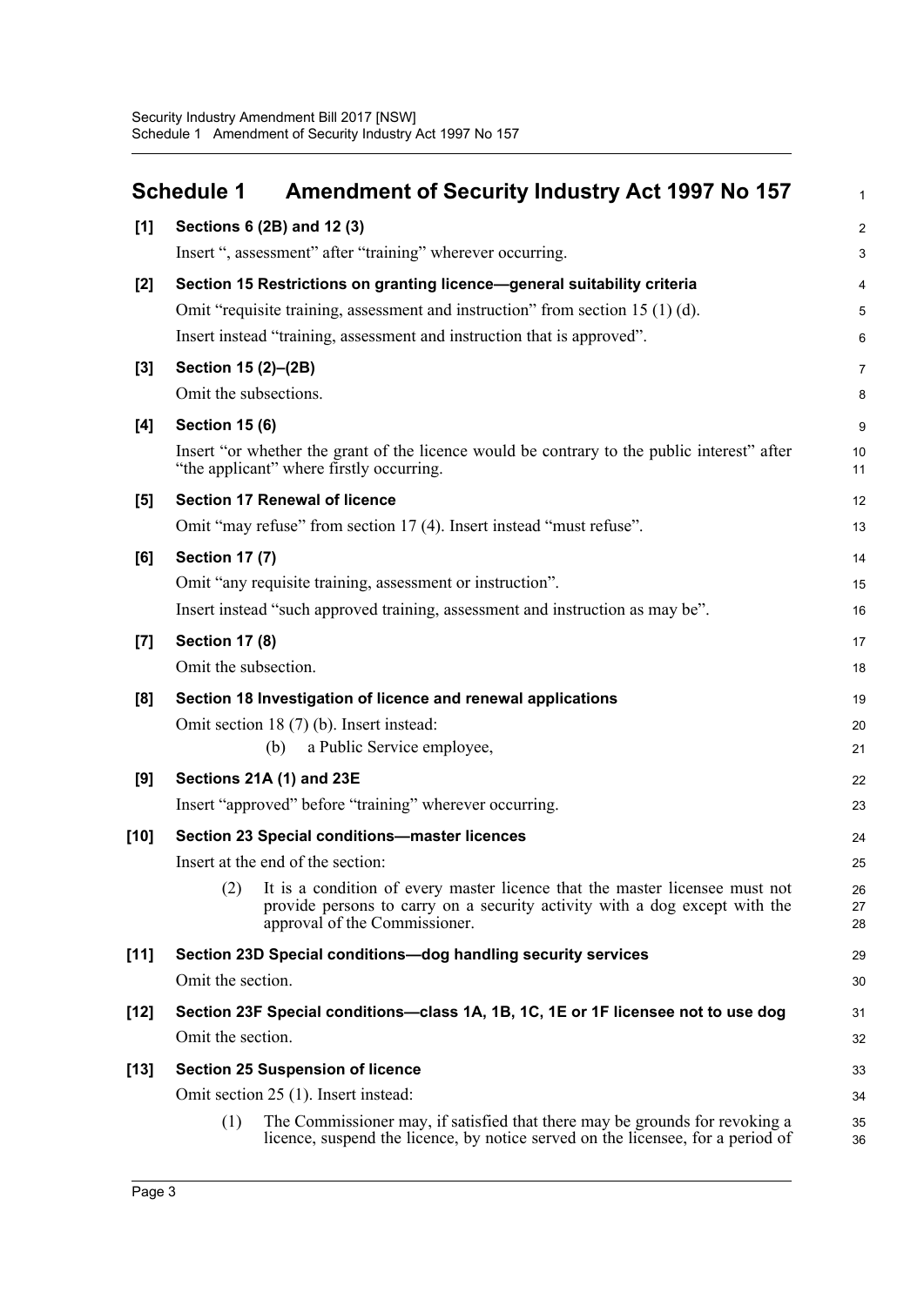## Schedule 1 Amendment of Security Industry Act 1997 No 157

**[1] Sections 6 (2B) and 12 (3)**

Insert ", assessment" after "training" wherever occurring.

**[2] Section 15 Restrictions on granting licence—general suitability criteria**

Omit "requisite training, assessment and instruction" from section 15 (1) (d).

Insert instead "training, assessment and instruction that is approved".

**[3] Section 15 (2)–(2B)**

Omit the subsections.

**[4] Section 15 (6)**

Insert "or whether the grant of the licence would be contrary to the public interest" after "the applicant" where firstly occurring.

**[5] Section 17 Renewal of licence**

Omit "may refuse" from section 17 (4). Insert instead "must refuse".

**[6] Section 17 (7)**

Omit "any requisite training, assessment or instruction".

Insert instead "such approved training, assessment and instruction as may be".

**[7] Section 17 (8)**

Omit the subsection.

**[8] Section 18 Investigation of licence and renewal applications**

Omit section 18 (7) (b). Insert instead:

> (b) a Public Service employee,

**[9] Sections 21A (1) and 23E**

Insert "approved" before "training" wherever occurring.

**[10] Section 23 Special conditions—master licences**

Insert at the end of the section:

> (2) It is a condition of every master licence that the master licensee must not provide persons to carry on a security activity with a dog except with the approval of the Commissioner.

**[11] Section 23D Special conditions—dog handling security services**

Omit the section.

**[12] Section 23F Special conditions—class 1A, 1B, 1C, 1E or 1F licensee not to use dog**

Omit the section.

**[13] Section 25 Suspension of licence**

Omit section 25 (1). Insert instead:

> (1) The Commissioner may, if satisfied that there may be grounds for revoking a licence, suspend the licence, by notice served on the licensee, for a period of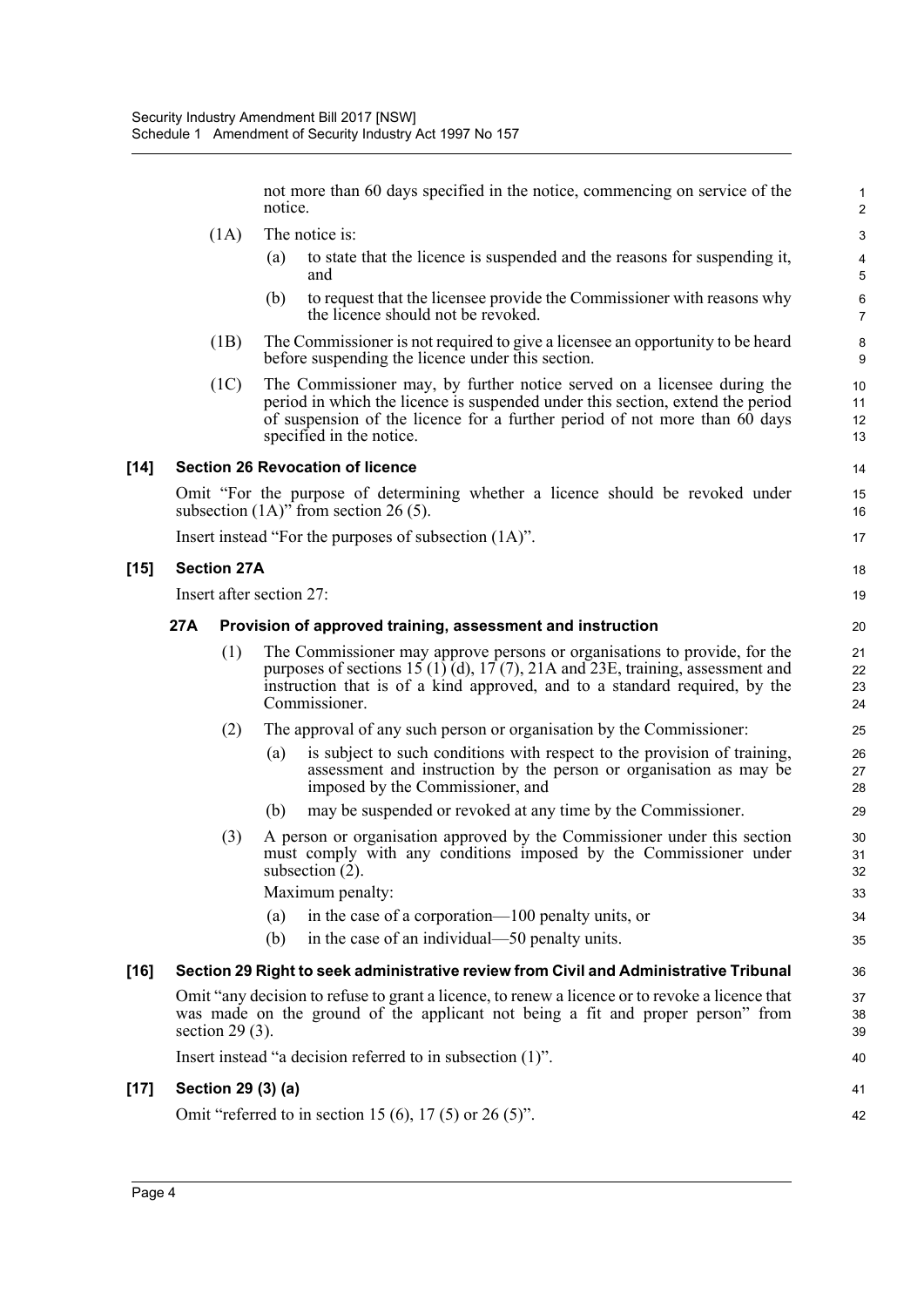not more than 60 days specified in the notice, commencing on service of the notice.

(1A) The notice is:

(a) to state that the licence is suspended and the reasons for suspending it, and

(b) to request that the licensee provide the Commissioner with reasons why the licence should not be revoked.

(1B) The Commissioner is not required to give a licensee an opportunity to be heard before suspending the licence under this section.

(1C) The Commissioner may, by further notice served on a licensee during the period in which the licence is suspended under this section, extend the period of suspension of the licence for a further period of not more than 60 days specified in the notice.

**[14] Section 26 Revocation of licence**

Omit "For the purpose of determining whether a licence should be revoked under subsection (1A)" from section 26 (5).

Insert instead "For the purposes of subsection (1A)".

**[15] Section 27A**

Insert after section 27:

**27A Provision of approved training, assessment and instruction**

(1) The Commissioner may approve persons or organisations to provide, for the purposes of sections 15 (1) (d), 17 (7), 21A and 23E, training, assessment and instruction that is of a kind approved, and to a standard required, by the Commissioner.

(2) The approval of any such person or organisation by the Commissioner:

(a) is subject to such conditions with respect to the provision of training, assessment and instruction by the person or organisation as may be imposed by the Commissioner, and

(b) may be suspended or revoked at any time by the Commissioner.

(3) A person or organisation approved by the Commissioner under this section must comply with any conditions imposed by the Commissioner under subsection (2).

Maximum penalty:

(a) in the case of a corporation—100 penalty units, or

(b) in the case of an individual—50 penalty units.

**[16] Section 29 Right to seek administrative review from Civil and Administrative Tribunal**

Omit "any decision to refuse to grant a licence, to renew a licence or to revoke a licence that was made on the ground of the applicant not being a fit and proper person" from section 29 (3).

Insert instead "a decision referred to in subsection (1)".

**[17] Section 29 (3) (a)**

Omit "referred to in section 15 (6), 17 (5) or 26 (5)".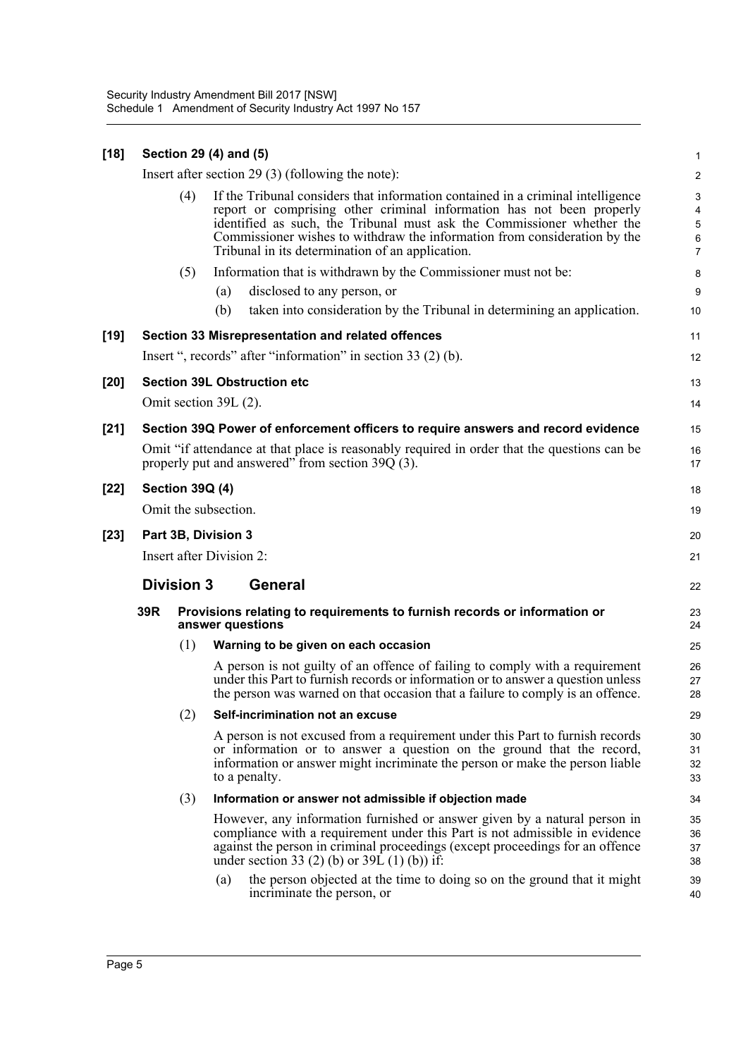**[18] Section 29 (4) and (5)**

Insert after section 29 (3) (following the note):

(4) If the Tribunal considers that information contained in a criminal intelligence report or comprising other criminal information has not been properly identified as such, the Tribunal must ask the Commissioner whether the Commissioner wishes to withdraw the information from consideration by the Tribunal in its determination of an application.

(5) Information that is withdrawn by the Commissioner must not be:

(a) disclosed to any person, or

(b) taken into consideration by the Tribunal in determining an application.

**[19] Section 33 Misrepresentation and related offences**

Insert ", records" after "information" in section 33 (2) (b).

**[20] Section 39L Obstruction etc**

Omit section 39L (2).

**[21] Section 39Q Power of enforcement officers to require answers and record evidence**

Omit "if attendance at that place is reasonably required in order that the questions can be properly put and answered" from section 39Q (3).

**[22] Section 39Q (4)**

Omit the subsection.

**[23] Part 3B, Division 3**

Insert after Division 2:

## Division 3 General

### 39R Provisions relating to requirements to furnish records or information or answer questions

(1) **Warning to be given on each occasion**

A person is not guilty of an offence of failing to comply with a requirement under this Part to furnish records or information or to answer a question unless the person was warned on that occasion that a failure to comply is an offence.

(2) **Self-incrimination not an excuse**

A person is not excused from a requirement under this Part to furnish records or information or to answer a question on the ground that the record, information or answer might incriminate the person or make the person liable to a penalty.

(3) **Information or answer not admissible if objection made**

However, any information furnished or answer given by a natural person in compliance with a requirement under this Part is not admissible in evidence against the person in criminal proceedings (except proceedings for an offence under section 33 (2) (b) or 39L (1) (b)) if:

(a) the person objected at the time to doing so on the ground that it might incriminate the person, or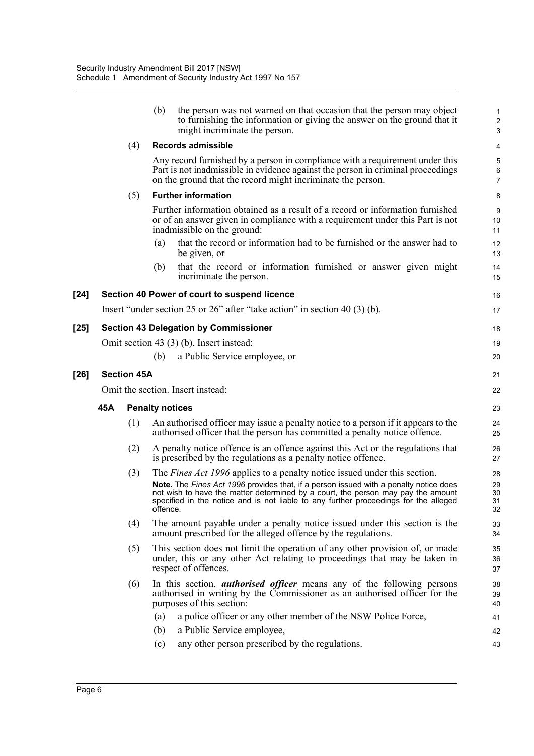(b) the person was not warned on that occasion that the person may object to furnishing the information or giving the answer on the ground that it might incriminate the person.

(4) **Records admissible**

Any record furnished by a person in compliance with a requirement under this Part is not inadmissible in evidence against the person in criminal proceedings on the ground that the record might incriminate the person.

(5) **Further information**

Further information obtained as a result of a record or information furnished or of an answer given in compliance with a requirement under this Part is not inadmissible on the ground:

(a) that the record or information had to be furnished or the answer had to be given, or

(b) that the record or information furnished or answer given might incriminate the person.

### [24] Section 40 Power of court to suspend licence

Insert "under section 25 or 26" after "take action" in section 40 (3) (b).

### [25] Section 43 Delegation by Commissioner

Omit section 43 (3) (b). Insert instead:

(b) a Public Service employee, or

### [26] Section 45A

Omit the section. Insert instead:

**45A Penalty notices**

(1) An authorised officer may issue a penalty notice to a person if it appears to the authorised officer that the person has committed a penalty notice offence.

(2) A penalty notice offence is an offence against this Act or the regulations that is prescribed by the regulations as a penalty notice offence.

(3) The *Fines Act 1996* applies to a penalty notice issued under this section.

**Note.** The *Fines Act 1996* provides that, if a person issued with a penalty notice does not wish to have the matter determined by a court, the person may pay the amount specified in the notice and is not liable to any further proceedings for the alleged offence.

(4) The amount payable under a penalty notice issued under this section is the amount prescribed for the alleged offence by the regulations.

(5) This section does not limit the operation of any other provision of, or made under, this or any other Act relating to proceedings that may be taken in respect of offences.

(6) In this section, ***authorised officer*** means any of the following persons authorised in writing by the Commissioner as an authorised officer for the purposes of this section:

(a) a police officer or any other member of the NSW Police Force,

(b) a Public Service employee,

(c) any other person prescribed by the regulations.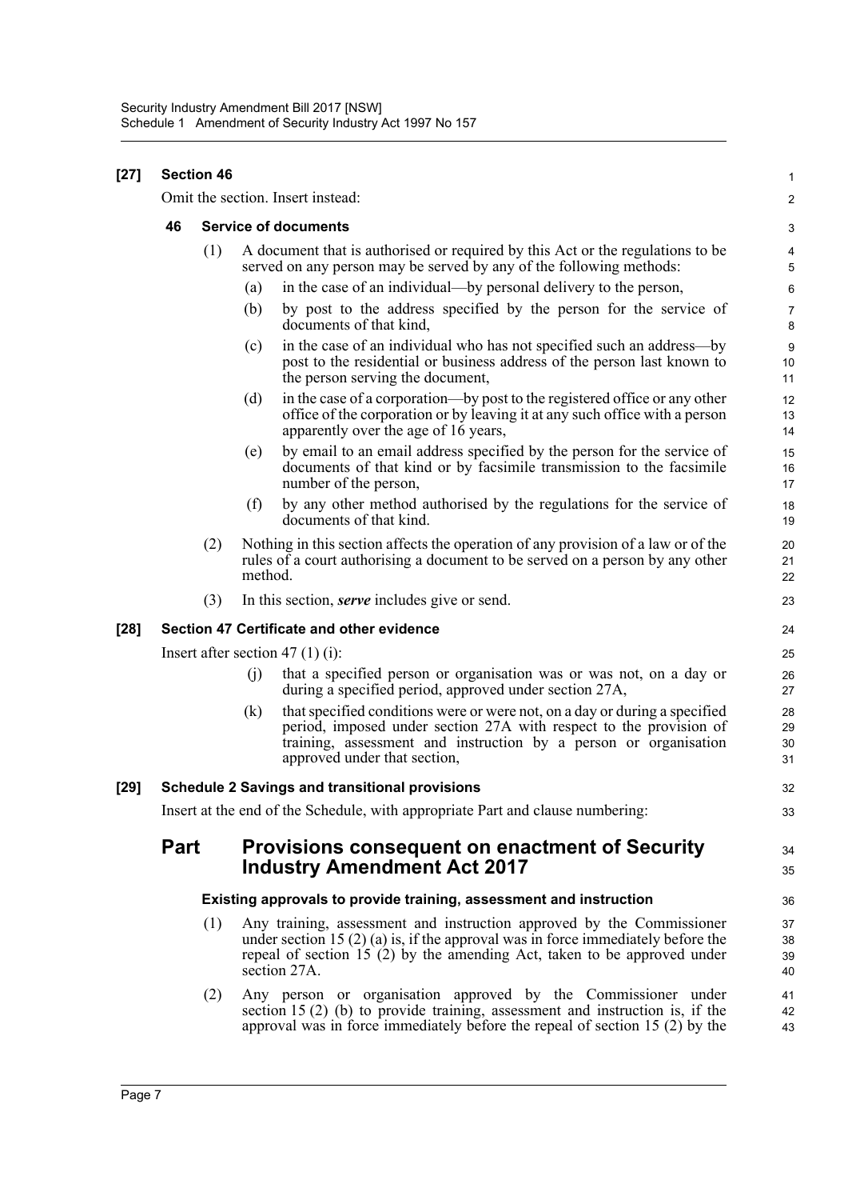**[27] Section 46**

Omit the section. Insert instead:

**46 Service of documents**

(1) A document that is authorised or required by this Act or the regulations to be served on any person may be served by any of the following methods:

(a) in the case of an individual—by personal delivery to the person,

(b) by post to the address specified by the person for the service of documents of that kind,

(c) in the case of an individual who has not specified such an address—by post to the residential or business address of the person last known to the person serving the document,

(d) in the case of a corporation—by post to the registered office or any other office of the corporation or by leaving it at any such office with a person apparently over the age of 16 years,

(e) by email to an email address specified by the person for the service of documents of that kind or by facsimile transmission to the facsimile number of the person,

(f) by any other method authorised by the regulations for the service of documents of that kind.

(2) Nothing in this section affects the operation of any provision of a law or of the rules of a court authorising a document to be served on a person by any other method.

(3) In this section, ***serve*** includes give or send.

**[28] Section 47 Certificate and other evidence**

Insert after section 47 (1) (i):

(j) that a specified person or organisation was or was not, on a day or during a specified period, approved under section 27A,

(k) that specified conditions were or were not, on a day or during a specified period, imposed under section 27A with respect to the provision of training, assessment and instruction by a person or organisation approved under that section,

**[29] Schedule 2 Savings and transitional provisions**

Insert at the end of the Schedule, with appropriate Part and clause numbering:

## Part Provisions consequent on enactment of Security Industry Amendment Act 2017

**Existing approvals to provide training, assessment and instruction**

(1) Any training, assessment and instruction approved by the Commissioner under section 15 (2) (a) is, if the approval was in force immediately before the repeal of section 15 (2) by the amending Act, taken to be approved under section 27A.

(2) Any person or organisation approved by the Commissioner under section 15 (2) (b) to provide training, assessment and instruction is, if the approval was in force immediately before the repeal of section 15 (2) by the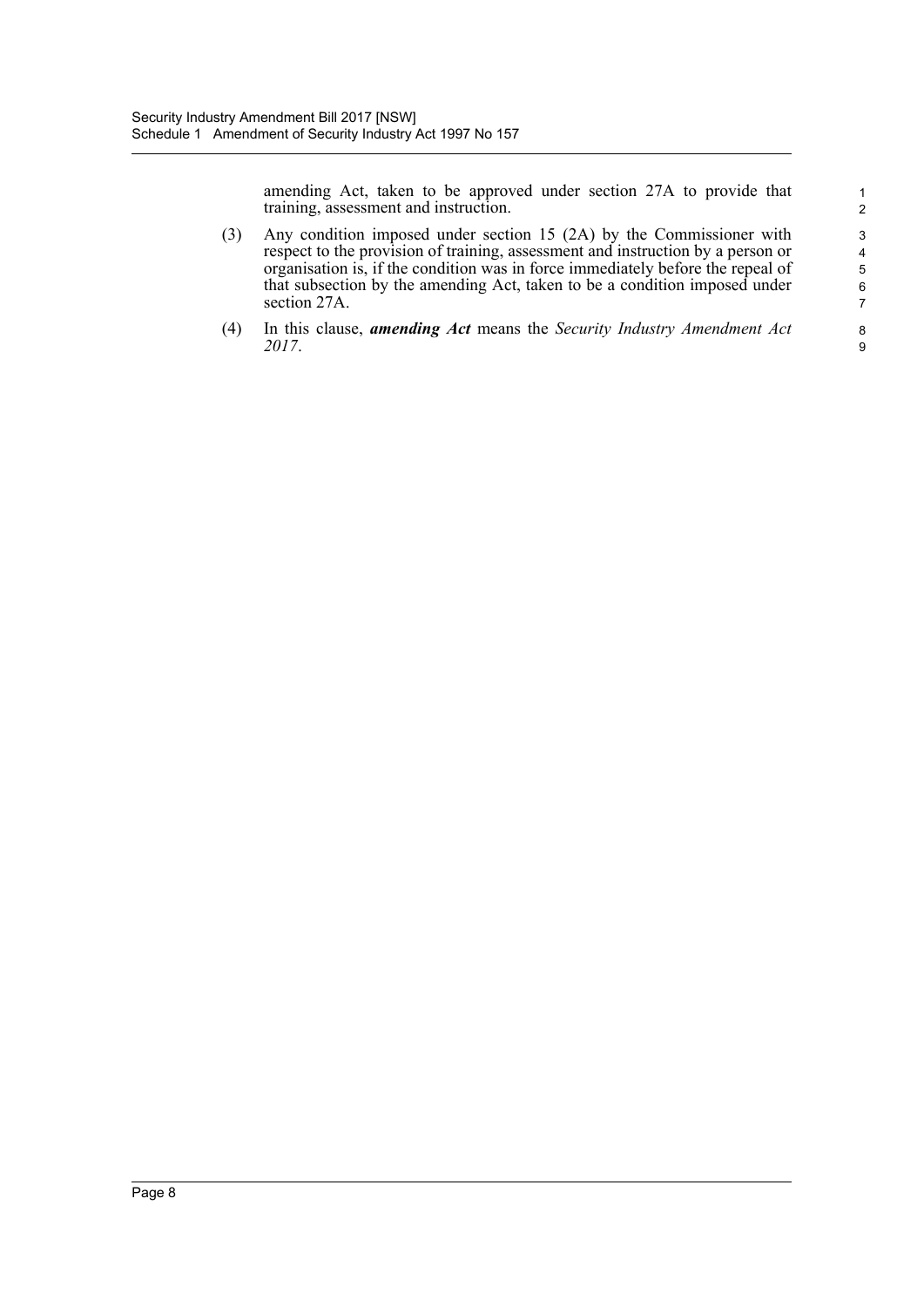amending Act, taken to be approved under section 27A to provide that training, assessment and instruction.

(3) Any condition imposed under section 15 (2A) by the Commissioner with respect to the provision of training, assessment and instruction by a person or organisation is, if the condition was in force immediately before the repeal of that subsection by the amending Act, taken to be a condition imposed under section 27A.

(4) In this clause, ***amending Act*** means the *Security Industry Amendment Act 2017*.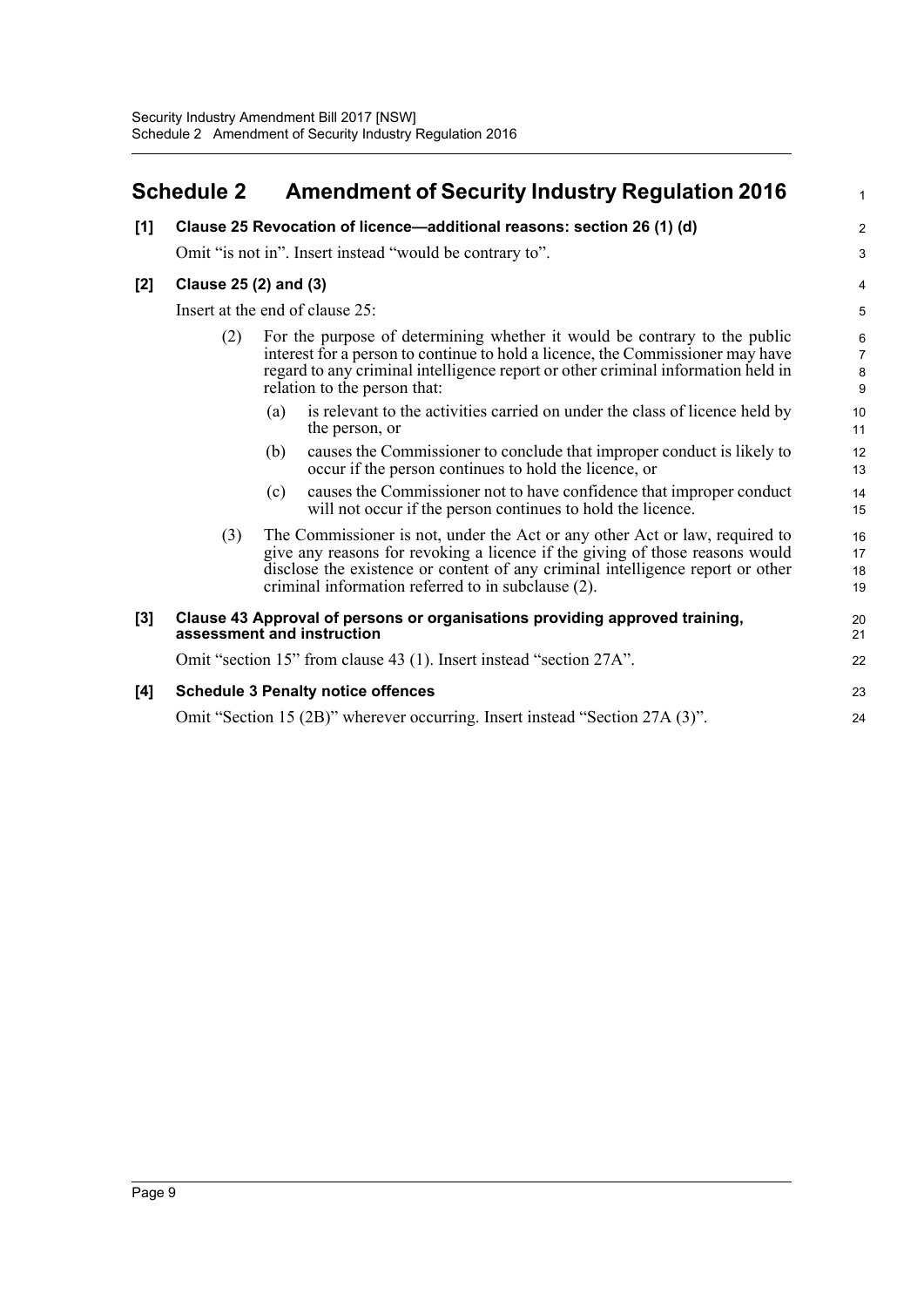## Schedule 2 Amendment of Security Industry Regulation 2016

**[1] Clause 25 Revocation of licence—additional reasons: section 26 (1) (d)**

Omit "is not in". Insert instead "would be contrary to".

**[2] Clause 25 (2) and (3)**

Insert at the end of clause 25:

(2) For the purpose of determining whether it would be contrary to the public interest for a person to continue to hold a licence, the Commissioner may have regard to any criminal intelligence report or other criminal information held in relation to the person that:

(a) is relevant to the activities carried on under the class of licence held by the person, or

(b) causes the Commissioner to conclude that improper conduct is likely to occur if the person continues to hold the licence, or

(c) causes the Commissioner not to have confidence that improper conduct will not occur if the person continues to hold the licence.

(3) The Commissioner is not, under the Act or any other Act or law, required to give any reasons for revoking a licence if the giving of those reasons would disclose the existence or content of any criminal intelligence report or other criminal information referred to in subclause (2).

**[3] Clause 43 Approval of persons or organisations providing approved training, assessment and instruction**

Omit "section 15" from clause 43 (1). Insert instead "section 27A".

**[4] Schedule 3 Penalty notice offences**

Omit "Section 15 (2B)" wherever occurring. Insert instead "Section 27A (3)".